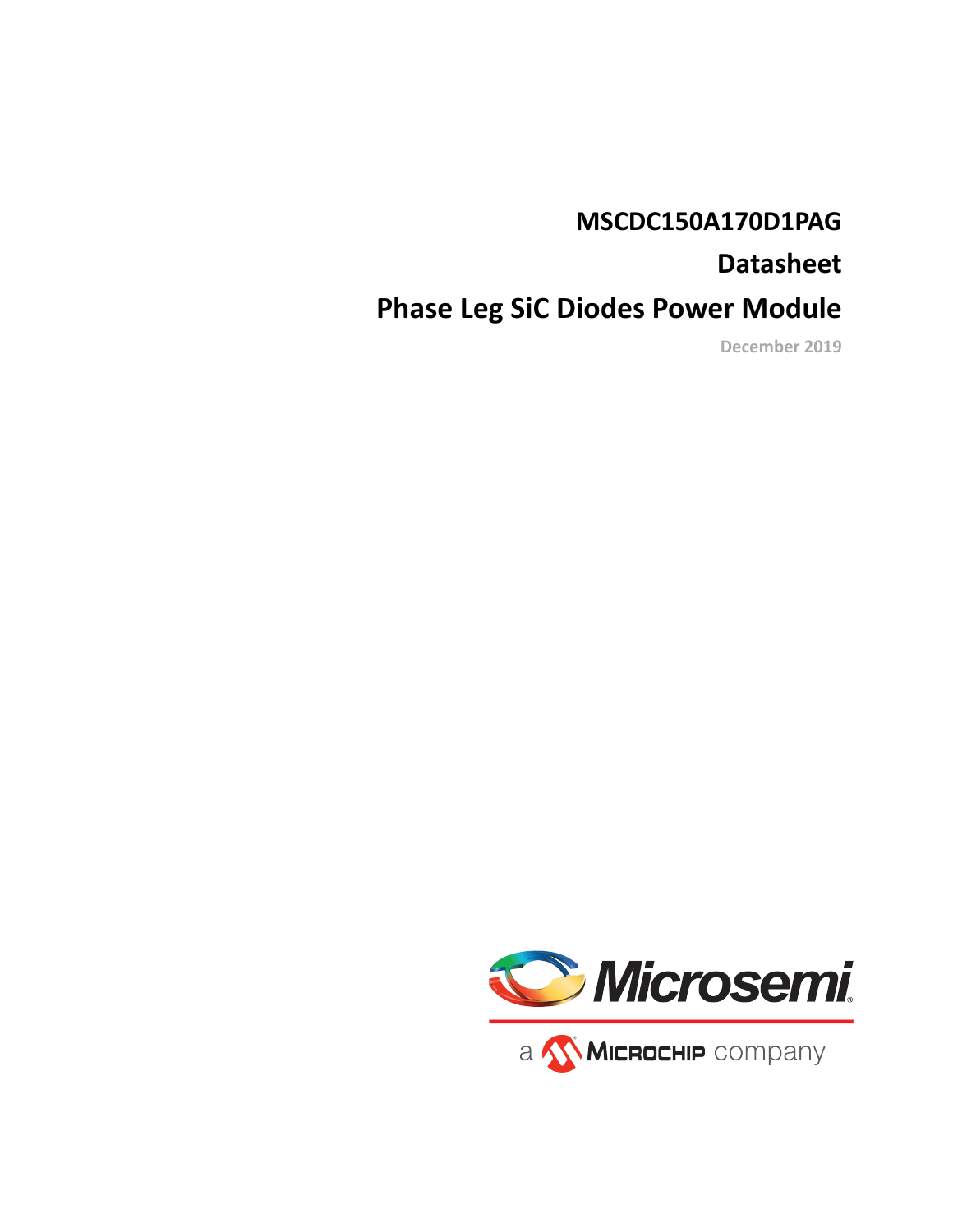# MSCDC150A170D1PAG

# Datasheet

# Phase Leg SiC Diodes Power Module

December 2019

Microsemi

a Microchip company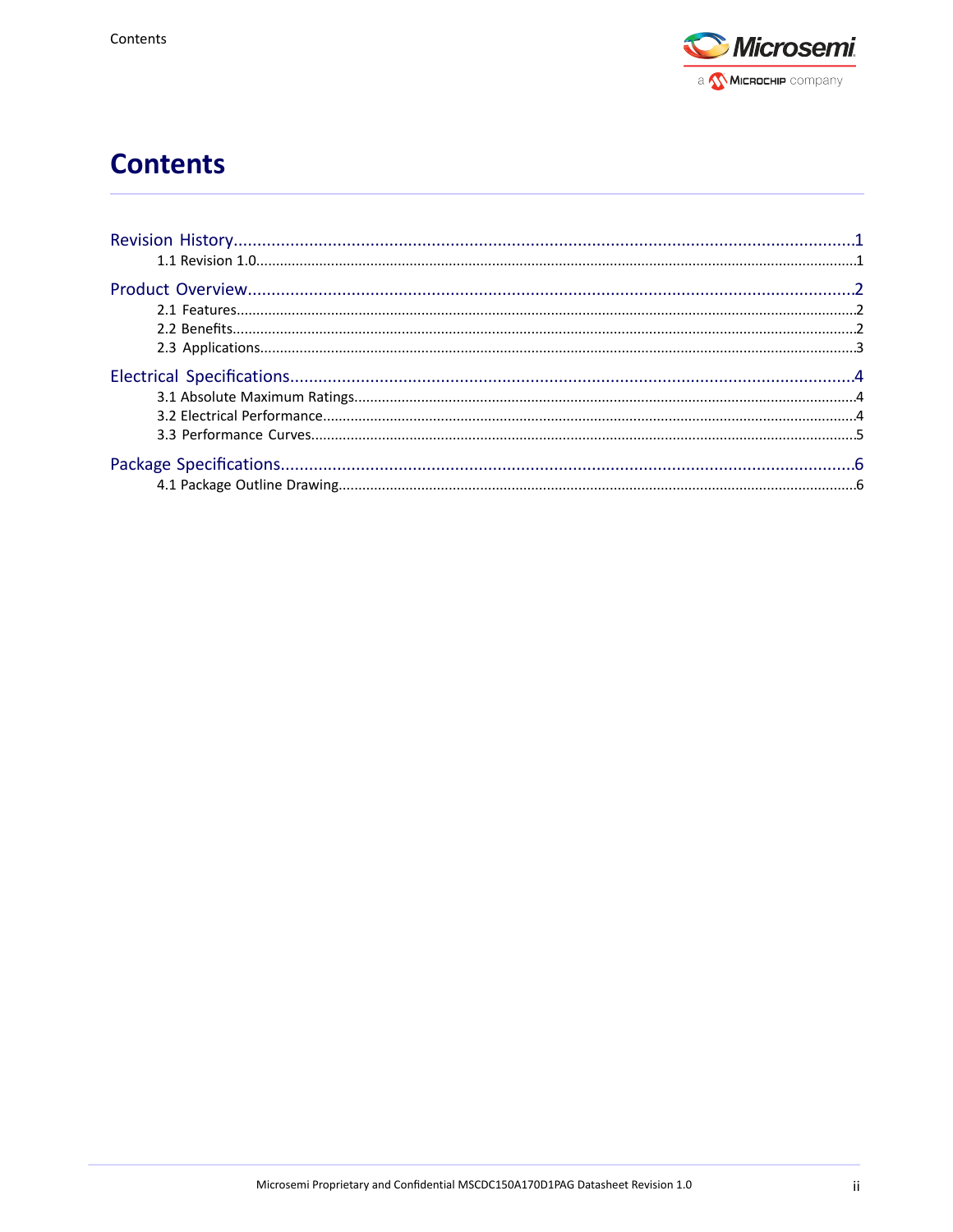# Contents

Revision History.....1
- 1.1 Revision 1.0.....1

Product Overview.....2
- 2.1 Features.....2
- 2.2 Benefits.....2
- 2.3 Applications.....3

Electrical Specifications.....4
- 3.1 Absolute Maximum Ratings.....4
- 3.2 Electrical Performance.....4
- 3.3 Performance Curves.....5

Package Specifications.....6
- 4.1 Package Outline Drawing.....6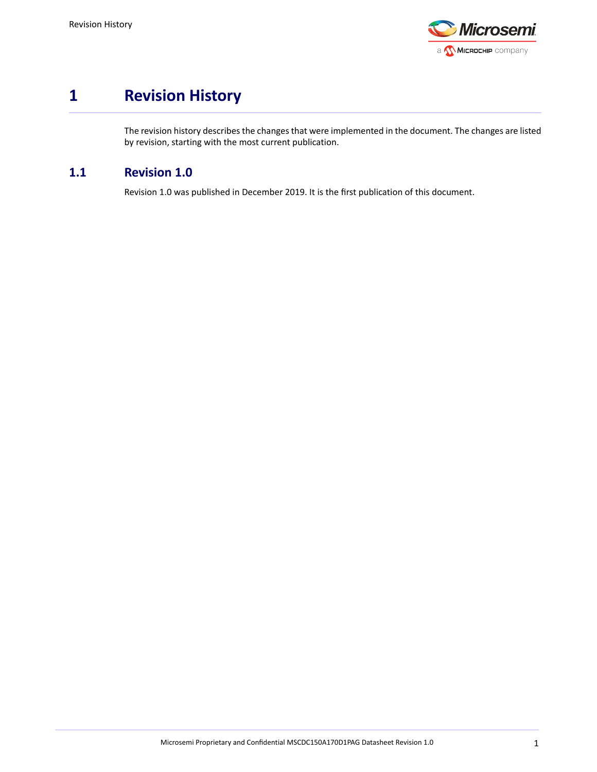# 1 Revision History

The revision history describes the changes that were implemented in the document. The changes are listed by revision, starting with the most current publication.

## 1.1 Revision 1.0

Revision 1.0 was published in December 2019. It is the first publication of this document.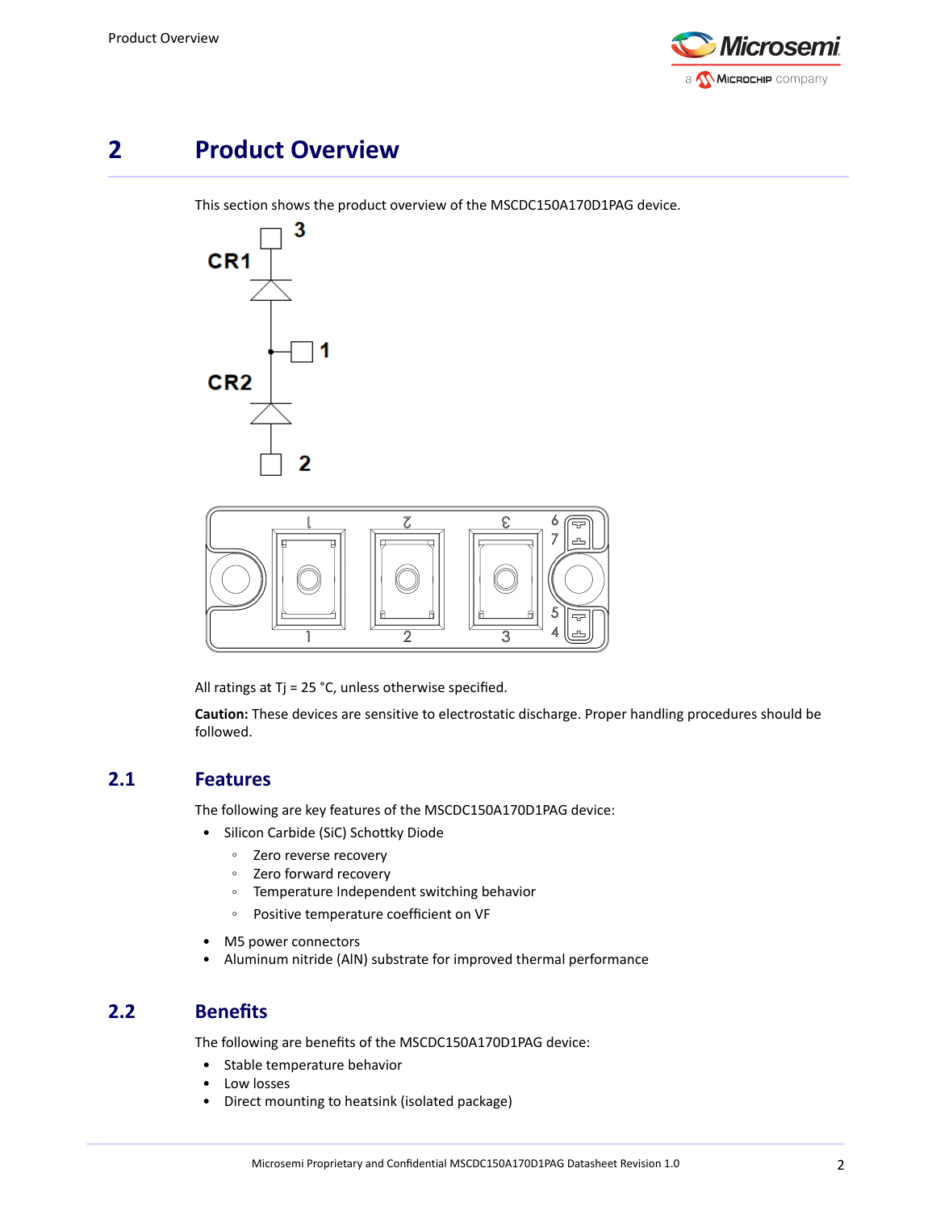# 2 Product Overview

This section shows the product overview of the MSCDC150A170D1PAG device.

All ratings at Tj = 25 °C, unless otherwise specified.

**Caution:** These devices are sensitive to electrostatic discharge. Proper handling procedures should be followed.

## 2.1 Features

The following are key features of the MSCDC150A170D1PAG device:

- Silicon Carbide (SiC) Schottky Diode
  - Zero reverse recovery
  - Zero forward recovery
  - Temperature Independent switching behavior
  - Positive temperature coefficient on VF
- M5 power connectors
- Aluminum nitride (AlN) substrate for improved thermal performance

## 2.2 Benefits

The following are benefits of the MSCDC150A170D1PAG device:

- Stable temperature behavior
- Low losses
- Direct mounting to heatsink (isolated package)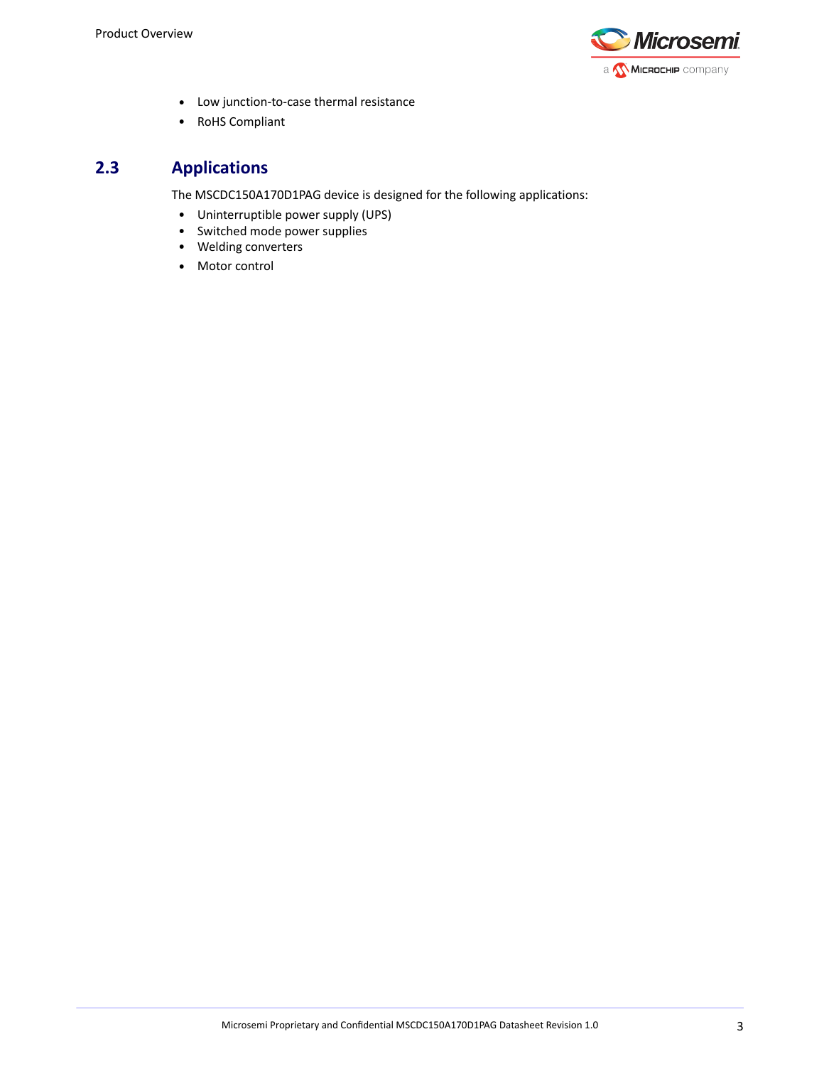- Low junction-to-case thermal resistance
- RoHS Compliant

## 2.3 Applications

The MSCDC150A170D1PAG device is designed for the following applications:

- Uninterruptible power supply (UPS)
- Switched mode power supplies
- Welding converters
- Motor control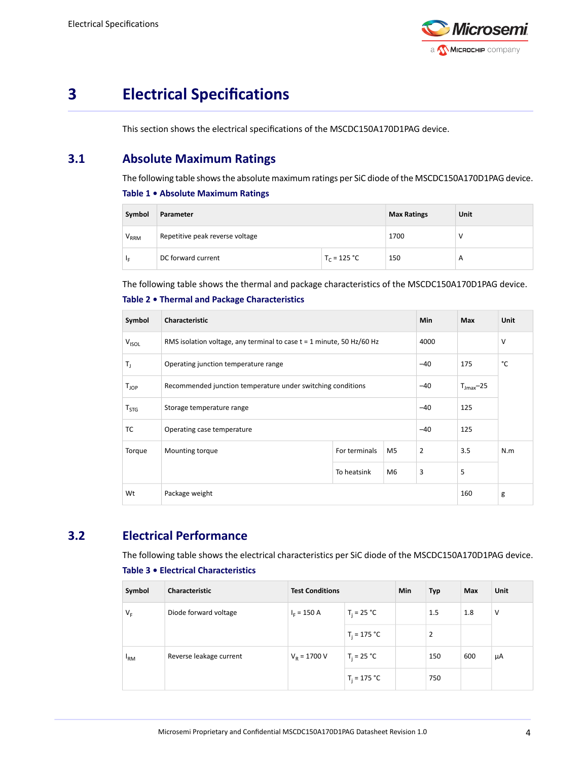# 3 Electrical Specifications

This section shows the electrical specifications of the MSCDC150A170D1PAG device.

## 3.1 Absolute Maximum Ratings

The following table shows the absolute maximum ratings per SiC diode of the MSCDC150A170D1PAG device.

**Table 1 • Absolute Maximum Ratings**

| Symbol | Parameter | | Max Ratings | Unit |
|---|---|---|---|---|
| $V_{RRM}$ | Repetitive peak reverse voltage | | 1700 | V |
| $I_F$ | DC forward current | $T_C$ = 125 °C | 150 | A |

The following table shows the thermal and package characteristics of the MSCDC150A170D1PAG device.

**Table 2 • Thermal and Package Characteristics**

| Symbol | Characteristic | | | Min | Max | Unit |
|---|---|---|---|---|---|---|
| $V_{ISOL}$ | RMS isolation voltage, any terminal to case t = 1 minute, 50 Hz/60 Hz | | | 4000 | | V |
| $T_J$ | Operating junction temperature range | | | –40 | 175 | °C |
| $T_{JOP}$ | Recommended junction temperature under switching conditions | | | –40 | $T_{Jmax}$–25 | |
| $T_{STG}$ | Storage temperature range | | | –40 | 125 | |
| TC | Operating case temperature | | | –40 | 125 | |
| Torque | Mounting torque | For terminals | M5 | 2 | 3.5 | N.m |
| | | To heatsink | M6 | 3 | 5 | |
| Wt | Package weight | | | | 160 | g |

## 3.2 Electrical Performance

The following table shows the electrical characteristics per SiC diode of the MSCDC150A170D1PAG device.

**Table 3 • Electrical Characteristics**

| Symbol | Characteristic | Test Conditions | | Min | Typ | Max | Unit |
|---|---|---|---|---|---|---|---|
| $V_F$ | Diode forward voltage | $I_F$ = 150 A | $T_j$ = 25 °C | | 1.5 | 1.8 | V |
| | | | $T_j$ = 175 °C | | 2 | | |
| $I_{RM}$ | Reverse leakage current | $V_R$ = 1700 V | $T_j$ = 25 °C | | 150 | 600 | µA |
| | | | $T_j$ = 175 °C | | 750 | | |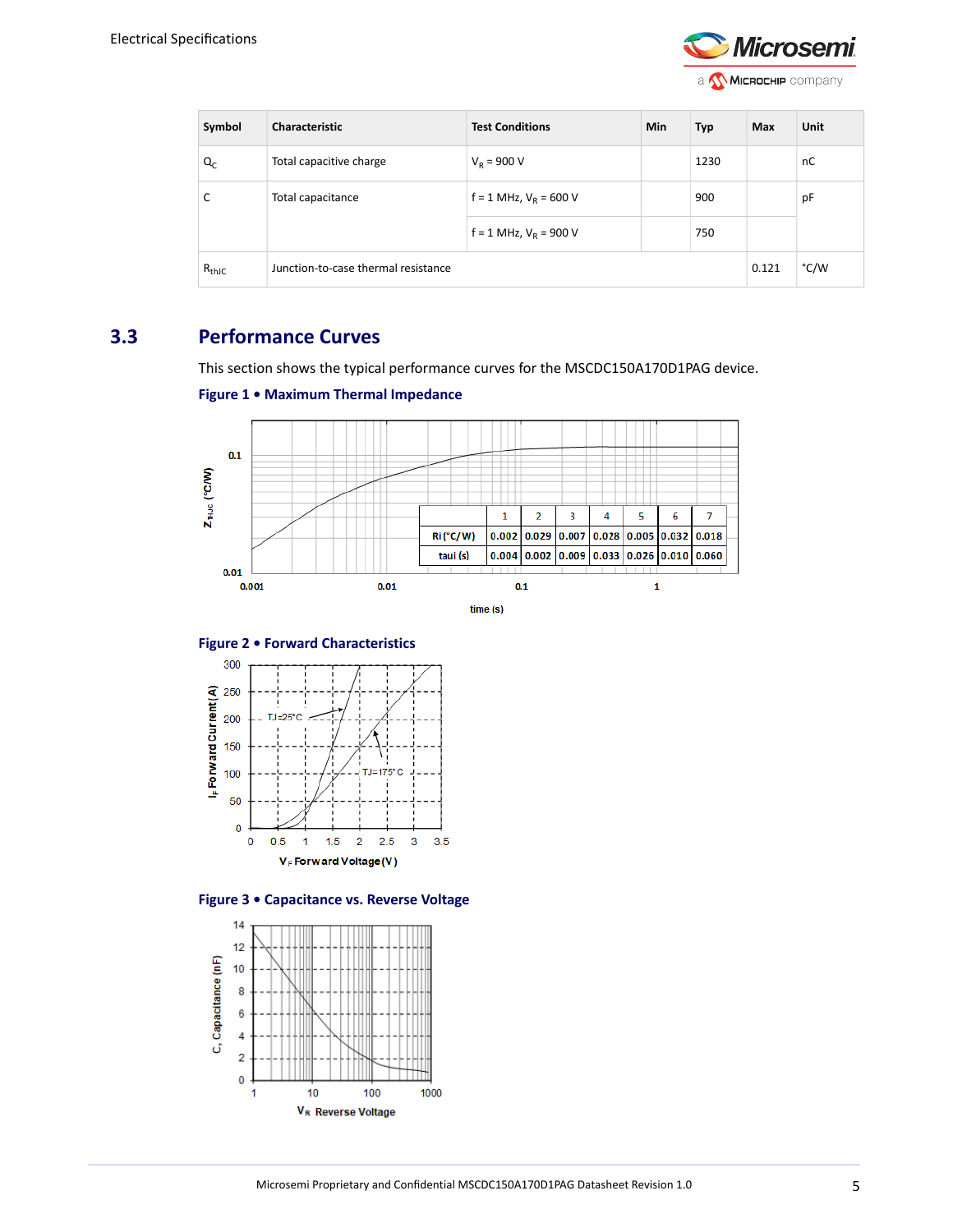| Symbol | Characteristic | Test Conditions | Min | Typ | Max | Unit |
|---|---|---|---|---|---|---|
| $Q_C$ | Total capacitive charge | $V_R$ = 900 V | | 1230 | | nC |
| C | Total capacitance | f = 1 MHz, $V_R$ = 600 V | | 900 | | pF |
| | | f = 1 MHz, $V_R$ = 900 V | | 750 | | |
| $R_{thJC}$ | Junction-to-case thermal resistance | | | | 0.121 | °C/W |

## 3.3 Performance Curves

This section shows the typical performance curves for the MSCDC150A170D1PAG device.

**Figure 1 • Maximum Thermal Impedance**

| | 1 | 2 | 3 | 4 | 5 | 6 | 7 |
|---|---|---|---|---|---|---|---|
| Ri (°C/W) | 0.002 | 0.029 | 0.007 | 0.028 | 0.005 | 0.032 | 0.018 |
| taui (s) | 0.004 | 0.002 | 0.009 | 0.033 | 0.026 | 0.010 | 0.060 |

**Figure 2 • Forward Characteristics**

**Figure 3 • Capacitance vs. Reverse Voltage**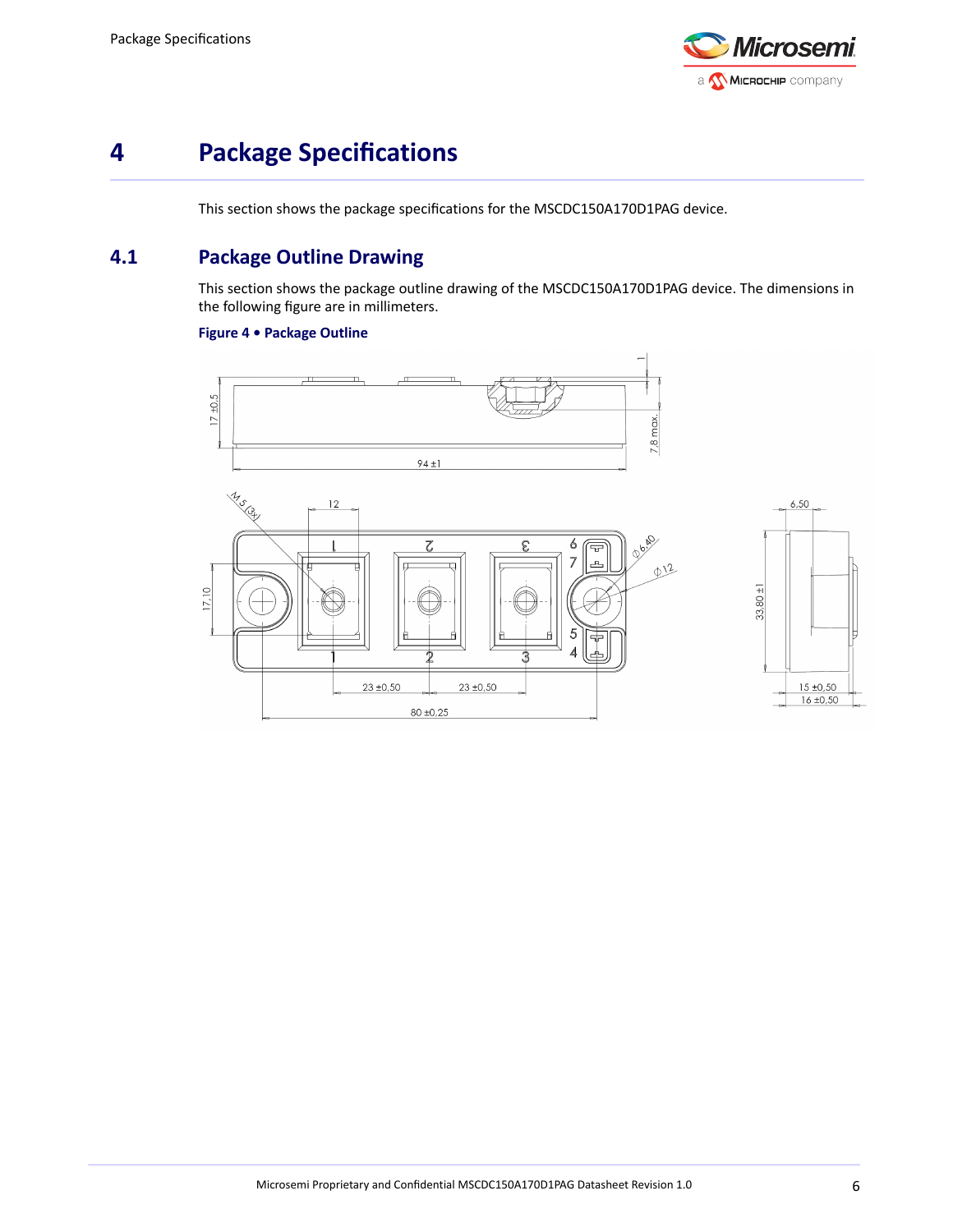# 4 Package Specifications

This section shows the package specifications for the MSCDC150A170D1PAG device.

## 4.1 Package Outline Drawing

This section shows the package outline drawing of the MSCDC150A170D1PAG device. The dimensions in the following figure are in millimeters.

**Figure 4 • Package Outline**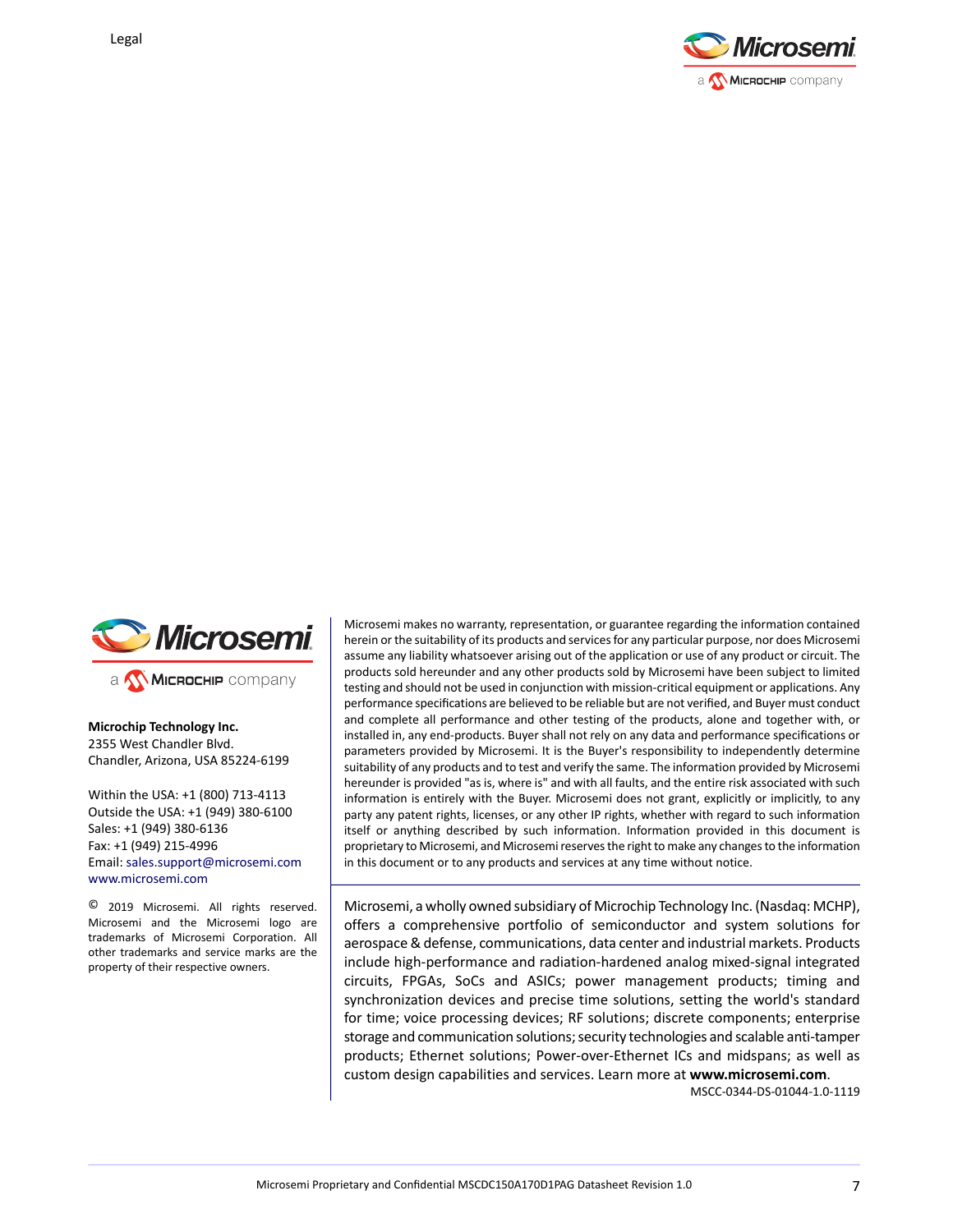**Microchip Technology Inc.**
2355 West Chandler Blvd.
Chandler, Arizona, USA 85224-6199

Within the USA: +1 (800) 713-4113
Outside the USA: +1 (949) 380-6100
Sales: +1 (949) 380-6136
Fax: +1 (949) 215-4996
Email: sales.support@microsemi.com
www.microsemi.com

© 2019 Microsemi. All rights reserved. Microsemi and the Microsemi logo are trademarks of Microsemi Corporation. All other trademarks and service marks are the property of their respective owners.

Microsemi makes no warranty, representation, or guarantee regarding the information contained herein or the suitability of its products and services for any particular purpose, nor does Microsemi assume any liability whatsoever arising out of the application or use of any product or circuit. The products sold hereunder and any other products sold by Microsemi have been subject to limited testing and should not be used in conjunction with mission-critical equipment or applications. Any performance specifications are believed to be reliable but are not verified, and Buyer must conduct and complete all performance and other testing of the products, alone and together with, or installed in, any end-products. Buyer shall not rely on any data and performance specifications or parameters provided by Microsemi. It is the Buyer's responsibility to independently determine suitability of any products and to test and verify the same. The information provided by Microsemi hereunder is provided "as is, where is" and with all faults, and the entire risk associated with such information is entirely with the Buyer. Microsemi does not grant, explicitly or implicitly, to any party any patent rights, licenses, or any other IP rights, whether with regard to such information itself or anything described by such information. Information provided in this document is proprietary to Microsemi, and Microsemi reserves the right to make any changes to the information in this document or to any products and services at any time without notice.

Microsemi, a wholly owned subsidiary of Microchip Technology Inc. (Nasdaq: MCHP), offers a comprehensive portfolio of semiconductor and system solutions for aerospace & defense, communications, data center and industrial markets. Products include high-performance and radiation-hardened analog mixed-signal integrated circuits, FPGAs, SoCs and ASICs; power management products; timing and synchronization devices and precise time solutions, setting the world's standard for time; voice processing devices; RF solutions; discrete components; enterprise storage and communication solutions; security technologies and scalable anti-tamper products; Ethernet solutions; Power-over-Ethernet ICs and midspans; as well as custom design capabilities and services. Learn more at **www.microsemi.com**.

MSCC-0344-DS-01044-1.0-1119